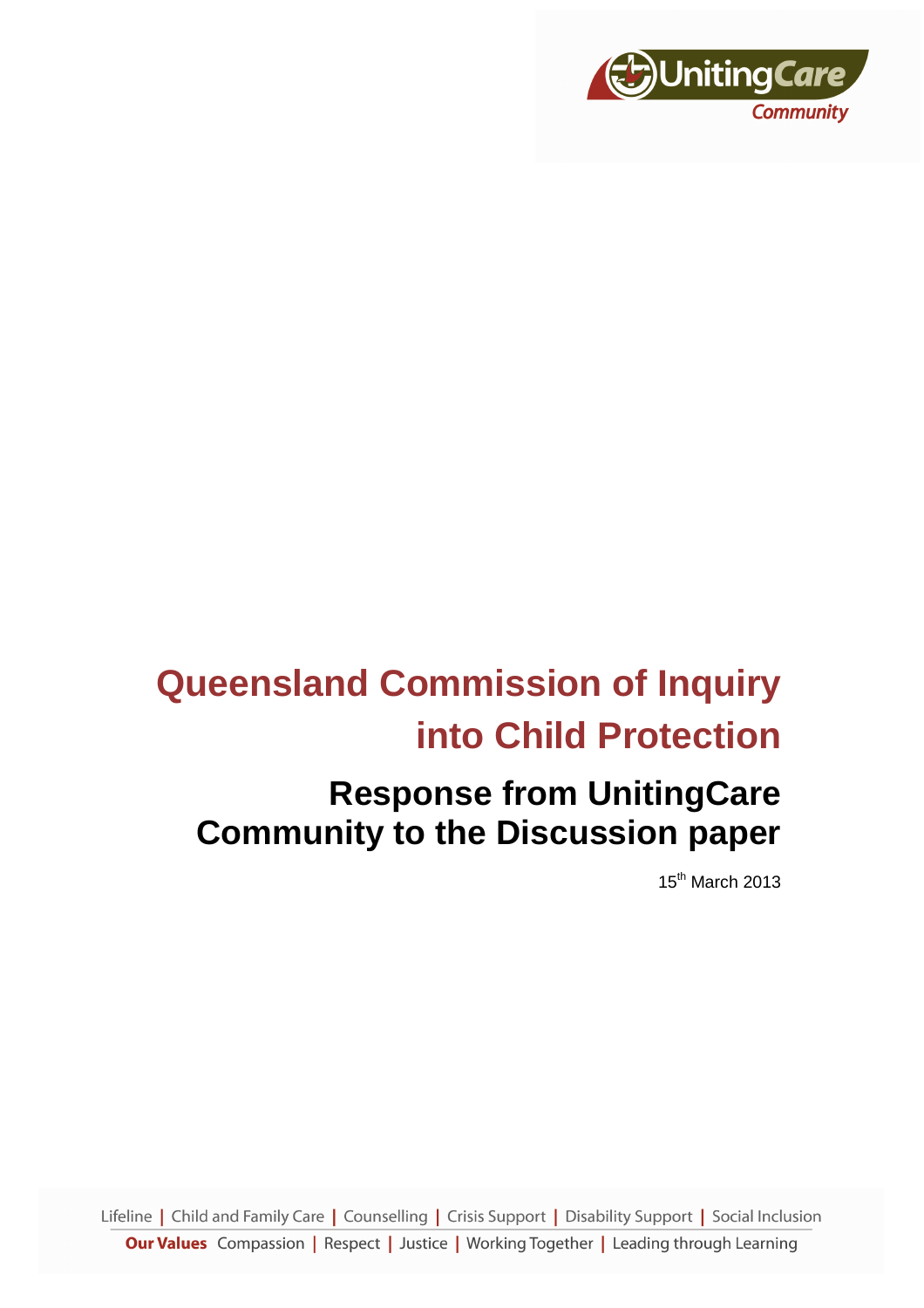UnitingCare Community

# Queensland Commission of Inquiry into Child Protection

## Response from UnitingCare Community to the Discussion paper

15th March 2013

Lifeline | Child and Family Care | Counselling | Crisis Support | Disability Support | Social Inclusion

**Our Values** Compassion | Respect | Justice | Working Together | Leading through Learning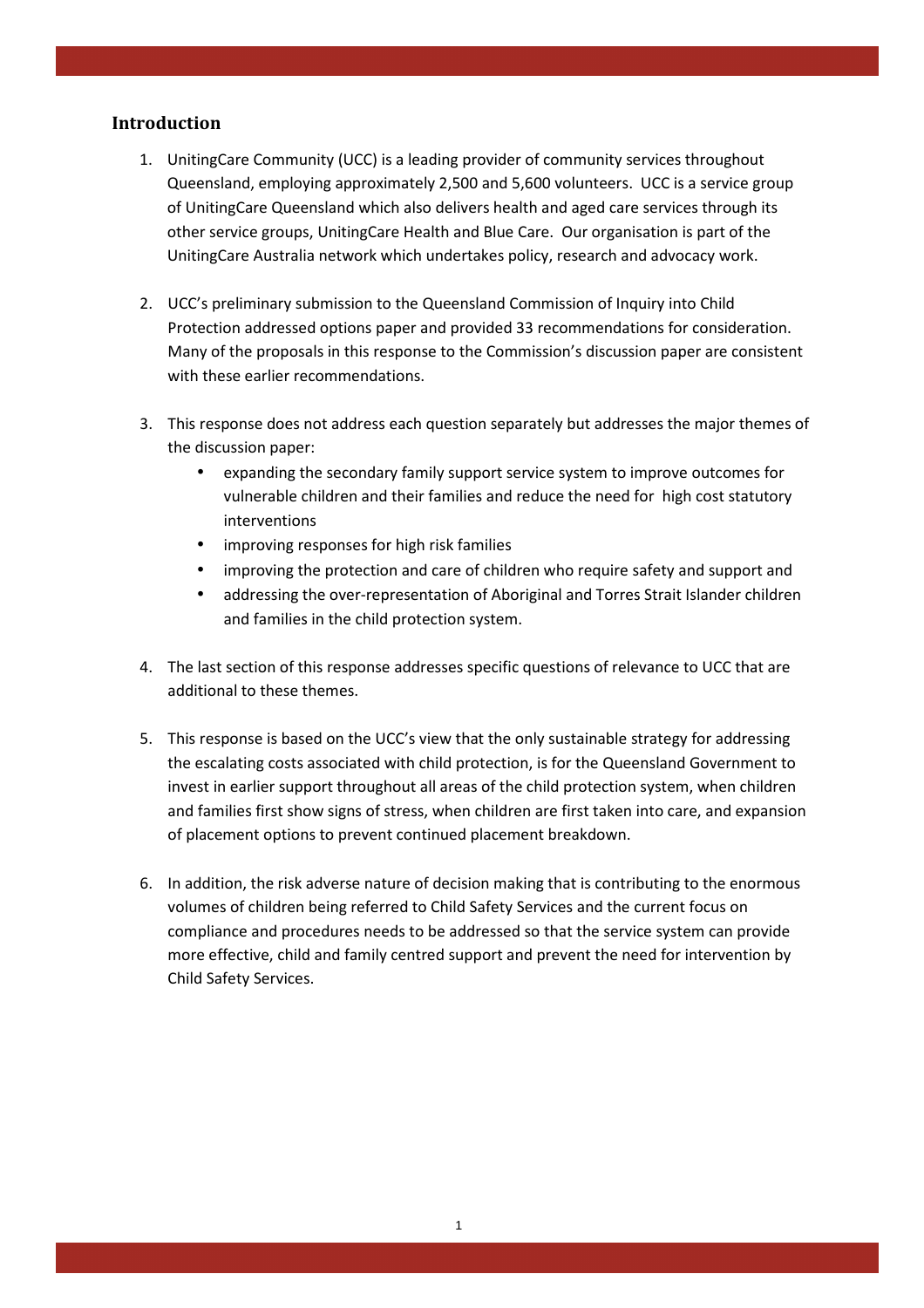## Introduction

1. UnitingCare Community (UCC) is a leading provider of community services throughout Queensland, employing approximately 2,500 and 5,600 volunteers. UCC is a service group of UnitingCare Queensland which also delivers health and aged care services through its other service groups, UnitingCare Health and Blue Care. Our organisation is part of the UnitingCare Australia network which undertakes policy, research and advocacy work.

2. UCC's preliminary submission to the Queensland Commission of Inquiry into Child Protection addressed options paper and provided 33 recommendations for consideration. Many of the proposals in this response to the Commission's discussion paper are consistent with these earlier recommendations.

3. This response does not address each question separately but addresses the major themes of the discussion paper:
   - expanding the secondary family support service system to improve outcomes for vulnerable children and their families and reduce the need for high cost statutory interventions
   - improving responses for high risk families
   - improving the protection and care of children who require safety and support and
   - addressing the over-representation of Aboriginal and Torres Strait Islander children and families in the child protection system.

4. The last section of this response addresses specific questions of relevance to UCC that are additional to these themes.

5. This response is based on the UCC's view that the only sustainable strategy for addressing the escalating costs associated with child protection, is for the Queensland Government to invest in earlier support throughout all areas of the child protection system, when children and families first show signs of stress, when children are first taken into care, and expansion of placement options to prevent continued placement breakdown.

6. In addition, the risk adverse nature of decision making that is contributing to the enormous volumes of children being referred to Child Safety Services and the current focus on compliance and procedures needs to be addressed so that the service system can provide more effective, child and family centred support and prevent the need for intervention by Child Safety Services.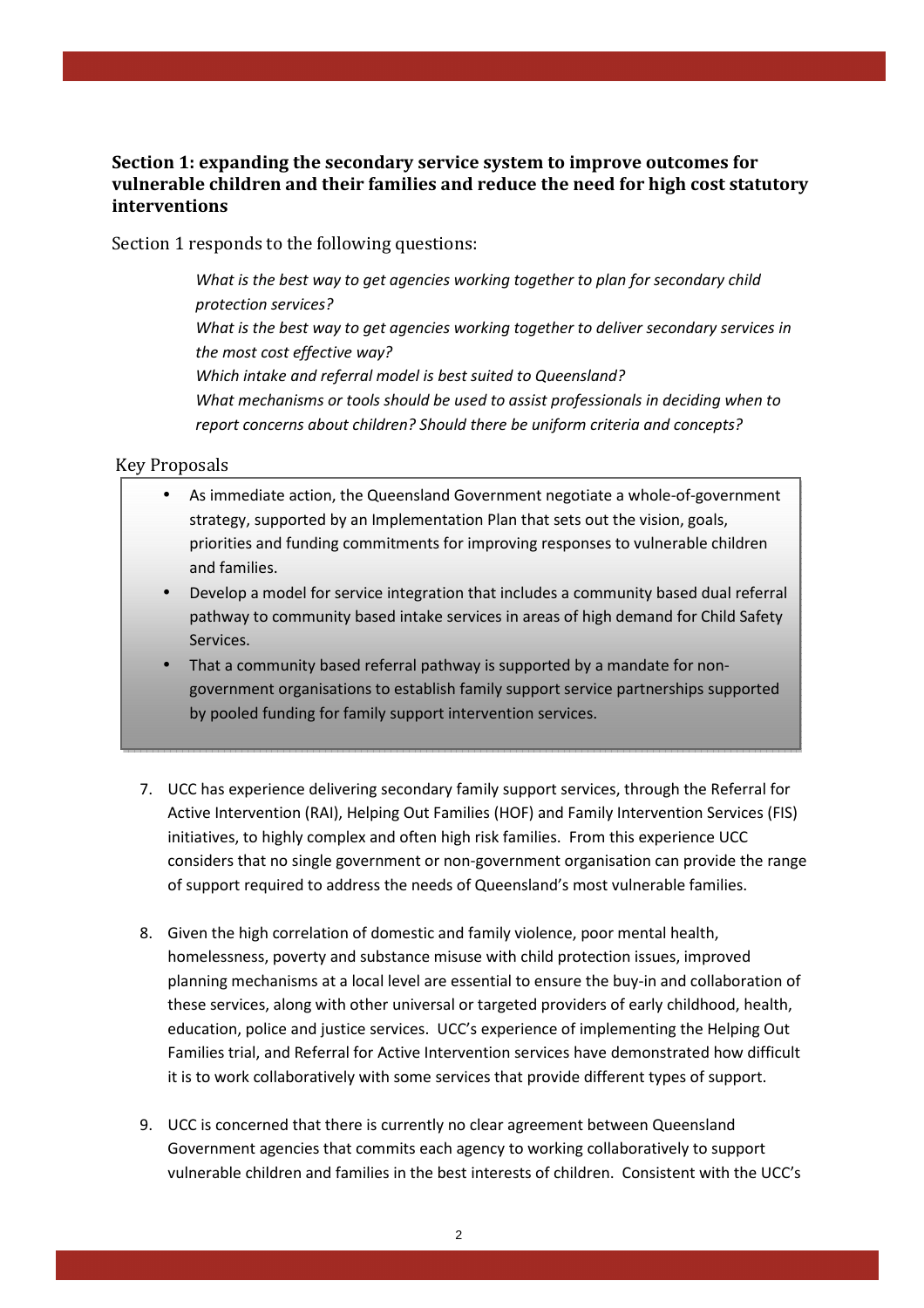## Section 1: expanding the secondary service system to improve outcomes for vulnerable children and their families and reduce the need for high cost statutory interventions

Section 1 responds to the following questions:

*What is the best way to get agencies working together to plan for secondary child protection services?*
*What is the best way to get agencies working together to deliver secondary services in the most cost effective way?*
*Which intake and referral model is best suited to Queensland?*
*What mechanisms or tools should be used to assist professionals in deciding when to report concerns about children? Should there be uniform criteria and concepts?*

### Key Proposals

- As immediate action, the Queensland Government negotiate a whole-of-government strategy, supported by an Implementation Plan that sets out the vision, goals, priorities and funding commitments for improving responses to vulnerable children and families.
- Develop a model for service integration that includes a community based dual referral pathway to community based intake services in areas of high demand for Child Safety Services.
- That a community based referral pathway is supported by a mandate for non-government organisations to establish family support service partnerships supported by pooled funding for family support intervention services.

7. UCC has experience delivering secondary family support services, through the Referral for Active Intervention (RAI), Helping Out Families (HOF) and Family Intervention Services (FIS) initiatives, to highly complex and often high risk families. From this experience UCC considers that no single government or non-government organisation can provide the range of support required to address the needs of Queensland's most vulnerable families.

8. Given the high correlation of domestic and family violence, poor mental health, homelessness, poverty and substance misuse with child protection issues, improved planning mechanisms at a local level are essential to ensure the buy-in and collaboration of these services, along with other universal or targeted providers of early childhood, health, education, police and justice services. UCC's experience of implementing the Helping Out Families trial, and Referral for Active Intervention services have demonstrated how difficult it is to work collaboratively with some services that provide different types of support.

9. UCC is concerned that there is currently no clear agreement between Queensland Government agencies that commits each agency to working collaboratively to support vulnerable children and families in the best interests of children. Consistent with the UCC's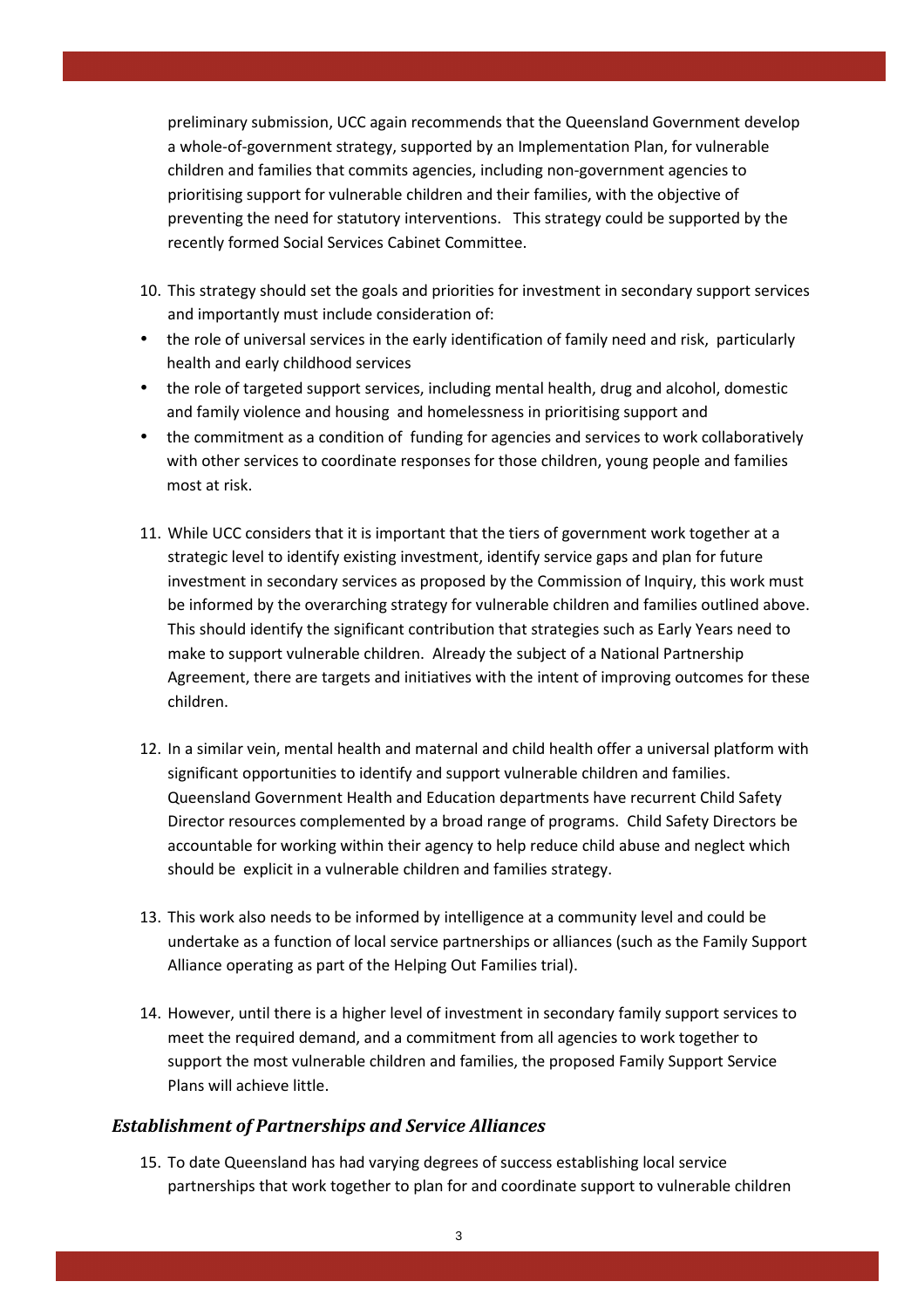preliminary submission, UCC again recommends that the Queensland Government develop a whole-of-government strategy, supported by an Implementation Plan, for vulnerable children and families that commits agencies, including non-government agencies to prioritising support for vulnerable children and their families, with the objective of preventing the need for statutory interventions. This strategy could be supported by the recently formed Social Services Cabinet Committee.

10. This strategy should set the goals and priorities for investment in secondary support services and importantly must include consideration of:

- the role of universal services in the early identification of family need and risk, particularly health and early childhood services
- the role of targeted support services, including mental health, drug and alcohol, domestic and family violence and housing and homelessness in prioritising support and
- the commitment as a condition of funding for agencies and services to work collaboratively with other services to coordinate responses for those children, young people and families most at risk.

11. While UCC considers that it is important that the tiers of government work together at a strategic level to identify existing investment, identify service gaps and plan for future investment in secondary services as proposed by the Commission of Inquiry, this work must be informed by the overarching strategy for vulnerable children and families outlined above. This should identify the significant contribution that strategies such as Early Years need to make to support vulnerable children. Already the subject of a National Partnership Agreement, there are targets and initiatives with the intent of improving outcomes for these children.

12. In a similar vein, mental health and maternal and child health offer a universal platform with significant opportunities to identify and support vulnerable children and families. Queensland Government Health and Education departments have recurrent Child Safety Director resources complemented by a broad range of programs. Child Safety Directors be accountable for working within their agency to help reduce child abuse and neglect which should be explicit in a vulnerable children and families strategy.

13. This work also needs to be informed by intelligence at a community level and could be undertake as a function of local service partnerships or alliances (such as the Family Support Alliance operating as part of the Helping Out Families trial).

14. However, until there is a higher level of investment in secondary family support services to meet the required demand, and a commitment from all agencies to work together to support the most vulnerable children and families, the proposed Family Support Service Plans will achieve little.

### *Establishment of Partnerships and Service Alliances*

15. To date Queensland has had varying degrees of success establishing local service partnerships that work together to plan for and coordinate support to vulnerable children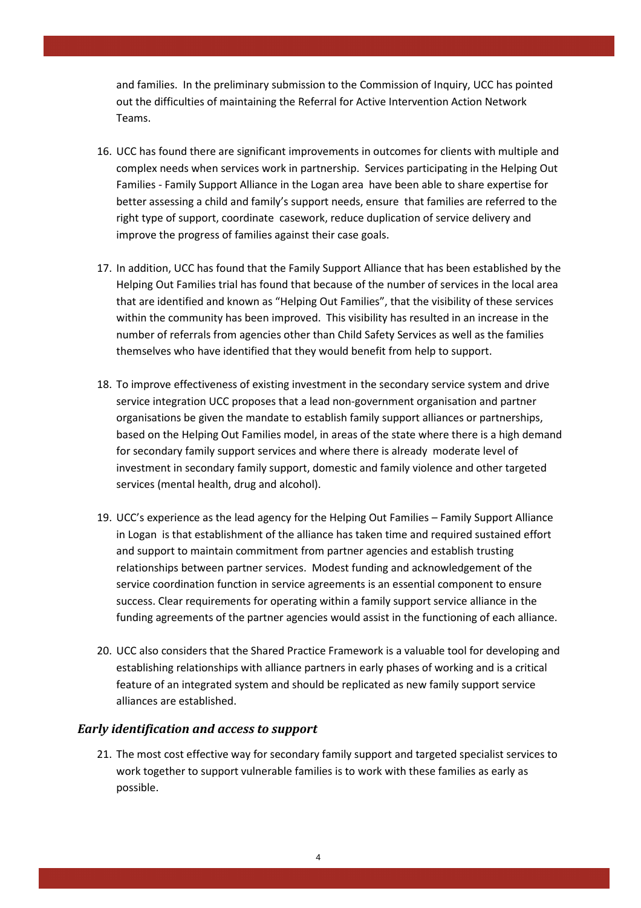and families. In the preliminary submission to the Commission of Inquiry, UCC has pointed out the difficulties of maintaining the Referral for Active Intervention Action Network Teams.

16. UCC has found there are significant improvements in outcomes for clients with multiple and complex needs when services work in partnership. Services participating in the Helping Out Families - Family Support Alliance in the Logan area have been able to share expertise for better assessing a child and family's support needs, ensure that families are referred to the right type of support, coordinate casework, reduce duplication of service delivery and improve the progress of families against their case goals.

17. In addition, UCC has found that the Family Support Alliance that has been established by the Helping Out Families trial has found that because of the number of services in the local area that are identified and known as "Helping Out Families", that the visibility of these services within the community has been improved. This visibility has resulted in an increase in the number of referrals from agencies other than Child Safety Services as well as the families themselves who have identified that they would benefit from help to support.

18. To improve effectiveness of existing investment in the secondary service system and drive service integration UCC proposes that a lead non-government organisation and partner organisations be given the mandate to establish family support alliances or partnerships, based on the Helping Out Families model, in areas of the state where there is a high demand for secondary family support services and where there is already moderate level of investment in secondary family support, domestic and family violence and other targeted services (mental health, drug and alcohol).

19. UCC's experience as the lead agency for the Helping Out Families – Family Support Alliance in Logan is that establishment of the alliance has taken time and required sustained effort and support to maintain commitment from partner agencies and establish trusting relationships between partner services. Modest funding and acknowledgement of the service coordination function in service agreements is an essential component to ensure success. Clear requirements for operating within a family support service alliance in the funding agreements of the partner agencies would assist in the functioning of each alliance.

20. UCC also considers that the Shared Practice Framework is a valuable tool for developing and establishing relationships with alliance partners in early phases of working and is a critical feature of an integrated system and should be replicated as new family support service alliances are established.

### *Early identification and access to support*

21. The most cost effective way for secondary family support and targeted specialist services to work together to support vulnerable families is to work with these families as early as possible.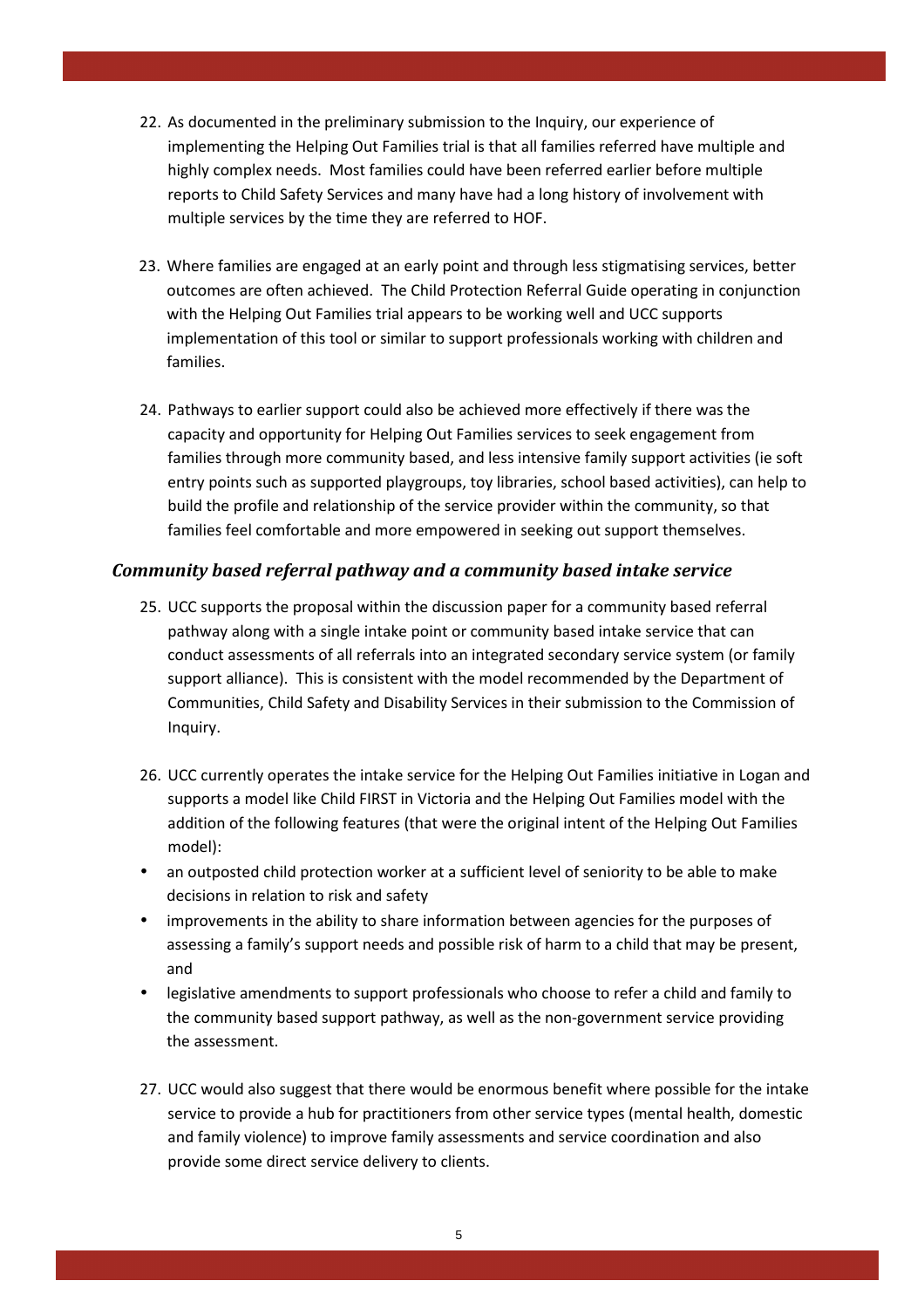22. As documented in the preliminary submission to the Inquiry, our experience of implementing the Helping Out Families trial is that all families referred have multiple and highly complex needs. Most families could have been referred earlier before multiple reports to Child Safety Services and many have had a long history of involvement with multiple services by the time they are referred to HOF.

23. Where families are engaged at an early point and through less stigmatising services, better outcomes are often achieved. The Child Protection Referral Guide operating in conjunction with the Helping Out Families trial appears to be working well and UCC supports implementation of this tool or similar to support professionals working with children and families.

24. Pathways to earlier support could also be achieved more effectively if there was the capacity and opportunity for Helping Out Families services to seek engagement from families through more community based, and less intensive family support activities (ie soft entry points such as supported playgroups, toy libraries, school based activities), can help to build the profile and relationship of the service provider within the community, so that families feel comfortable and more empowered in seeking out support themselves.

### *Community based referral pathway and a community based intake service*

25. UCC supports the proposal within the discussion paper for a community based referral pathway along with a single intake point or community based intake service that can conduct assessments of all referrals into an integrated secondary service system (or family support alliance). This is consistent with the model recommended by the Department of Communities, Child Safety and Disability Services in their submission to the Commission of Inquiry.

26. UCC currently operates the intake service for the Helping Out Families initiative in Logan and supports a model like Child FIRST in Victoria and the Helping Out Families model with the addition of the following features (that were the original intent of the Helping Out Families model):

- an outposted child protection worker at a sufficient level of seniority to be able to make decisions in relation to risk and safety
- improvements in the ability to share information between agencies for the purposes of assessing a family's support needs and possible risk of harm to a child that may be present, and
- legislative amendments to support professionals who choose to refer a child and family to the community based support pathway, as well as the non-government service providing the assessment.

27. UCC would also suggest that there would be enormous benefit where possible for the intake service to provide a hub for practitioners from other service types (mental health, domestic and family violence) to improve family assessments and service coordination and also provide some direct service delivery to clients.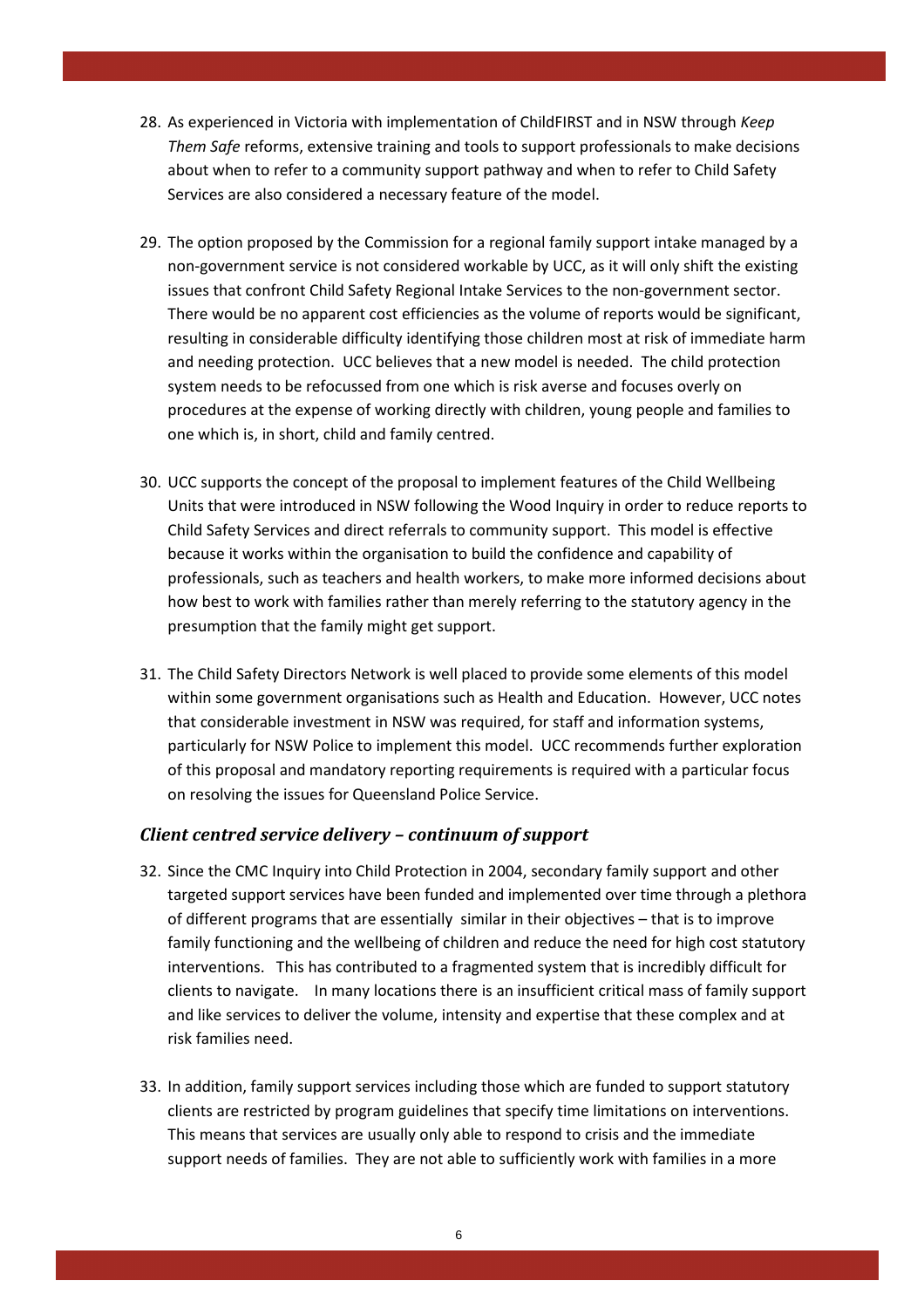28. As experienced in Victoria with implementation of ChildFIRST and in NSW through *Keep Them Safe* reforms, extensive training and tools to support professionals to make decisions about when to refer to a community support pathway and when to refer to Child Safety Services are also considered a necessary feature of the model.

29. The option proposed by the Commission for a regional family support intake managed by a non-government service is not considered workable by UCC, as it will only shift the existing issues that confront Child Safety Regional Intake Services to the non-government sector. There would be no apparent cost efficiencies as the volume of reports would be significant, resulting in considerable difficulty identifying those children most at risk of immediate harm and needing protection. UCC believes that a new model is needed. The child protection system needs to be refocussed from one which is risk averse and focuses overly on procedures at the expense of working directly with children, young people and families to one which is, in short, child and family centred.

30. UCC supports the concept of the proposal to implement features of the Child Wellbeing Units that were introduced in NSW following the Wood Inquiry in order to reduce reports to Child Safety Services and direct referrals to community support. This model is effective because it works within the organisation to build the confidence and capability of professionals, such as teachers and health workers, to make more informed decisions about how best to work with families rather than merely referring to the statutory agency in the presumption that the family might get support.

31. The Child Safety Directors Network is well placed to provide some elements of this model within some government organisations such as Health and Education. However, UCC notes that considerable investment in NSW was required, for staff and information systems, particularly for NSW Police to implement this model. UCC recommends further exploration of this proposal and mandatory reporting requirements is required with a particular focus on resolving the issues for Queensland Police Service.

### *Client centred service delivery – continuum of support*

32. Since the CMC Inquiry into Child Protection in 2004, secondary family support and other targeted support services have been funded and implemented over time through a plethora of different programs that are essentially similar in their objectives – that is to improve family functioning and the wellbeing of children and reduce the need for high cost statutory interventions. This has contributed to a fragmented system that is incredibly difficult for clients to navigate. In many locations there is an insufficient critical mass of family support and like services to deliver the volume, intensity and expertise that these complex and at risk families need.

33. In addition, family support services including those which are funded to support statutory clients are restricted by program guidelines that specify time limitations on interventions. This means that services are usually only able to respond to crisis and the immediate support needs of families. They are not able to sufficiently work with families in a more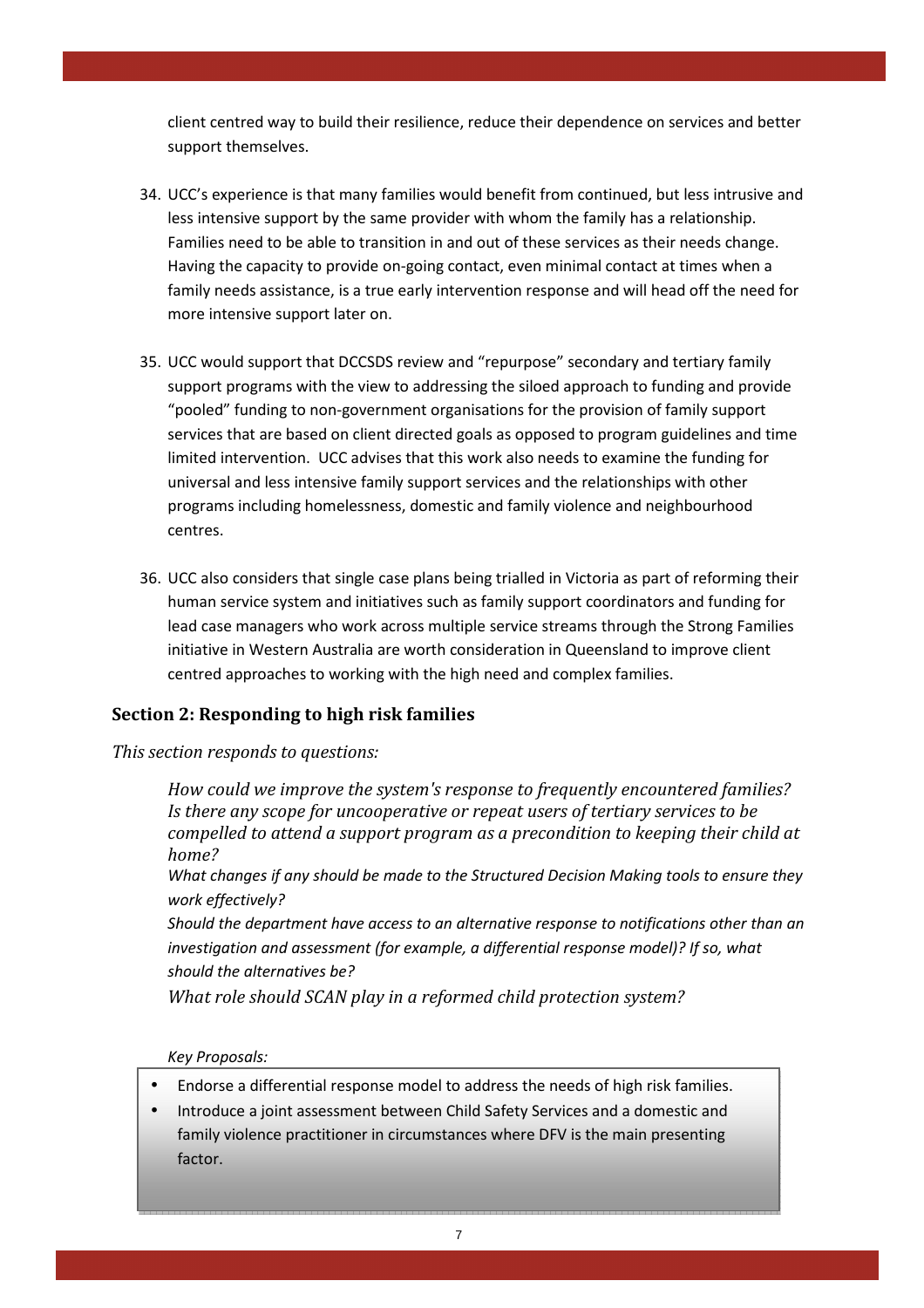client centred way to build their resilience, reduce their dependence on services and better support themselves.

34. UCC's experience is that many families would benefit from continued, but less intrusive and less intensive support by the same provider with whom the family has a relationship. Families need to be able to transition in and out of these services as their needs change. Having the capacity to provide on-going contact, even minimal contact at times when a family needs assistance, is a true early intervention response and will head off the need for more intensive support later on.

35. UCC would support that DCCSDS review and "repurpose" secondary and tertiary family support programs with the view to addressing the siloed approach to funding and provide "pooled" funding to non-government organisations for the provision of family support services that are based on client directed goals as opposed to program guidelines and time limited intervention. UCC advises that this work also needs to examine the funding for universal and less intensive family support services and the relationships with other programs including homelessness, domestic and family violence and neighbourhood centres.

36. UCC also considers that single case plans being trialled in Victoria as part of reforming their human service system and initiatives such as family support coordinators and funding for lead case managers who work across multiple service streams through the Strong Families initiative in Western Australia are worth consideration in Queensland to improve client centred approaches to working with the high need and complex families.

## Section 2: Responding to high risk families

*This section responds to questions:*

> *How could we improve the system's response to frequently encountered families? Is there any scope for uncooperative or repeat users of tertiary services to be compelled to attend a support program as a precondition to keeping their child at home?*
>
> *What changes if any should be made to the Structured Decision Making tools to ensure they work effectively?*
>
> *Should the department have access to an alternative response to notifications other than an investigation and assessment (for example, a differential response model)? If so, what should the alternatives be?*
>
> *What role should SCAN play in a reformed child protection system?*

*Key Proposals:*

- Endorse a differential response model to address the needs of high risk families.
- Introduce a joint assessment between Child Safety Services and a domestic and family violence practitioner in circumstances where DFV is the main presenting factor.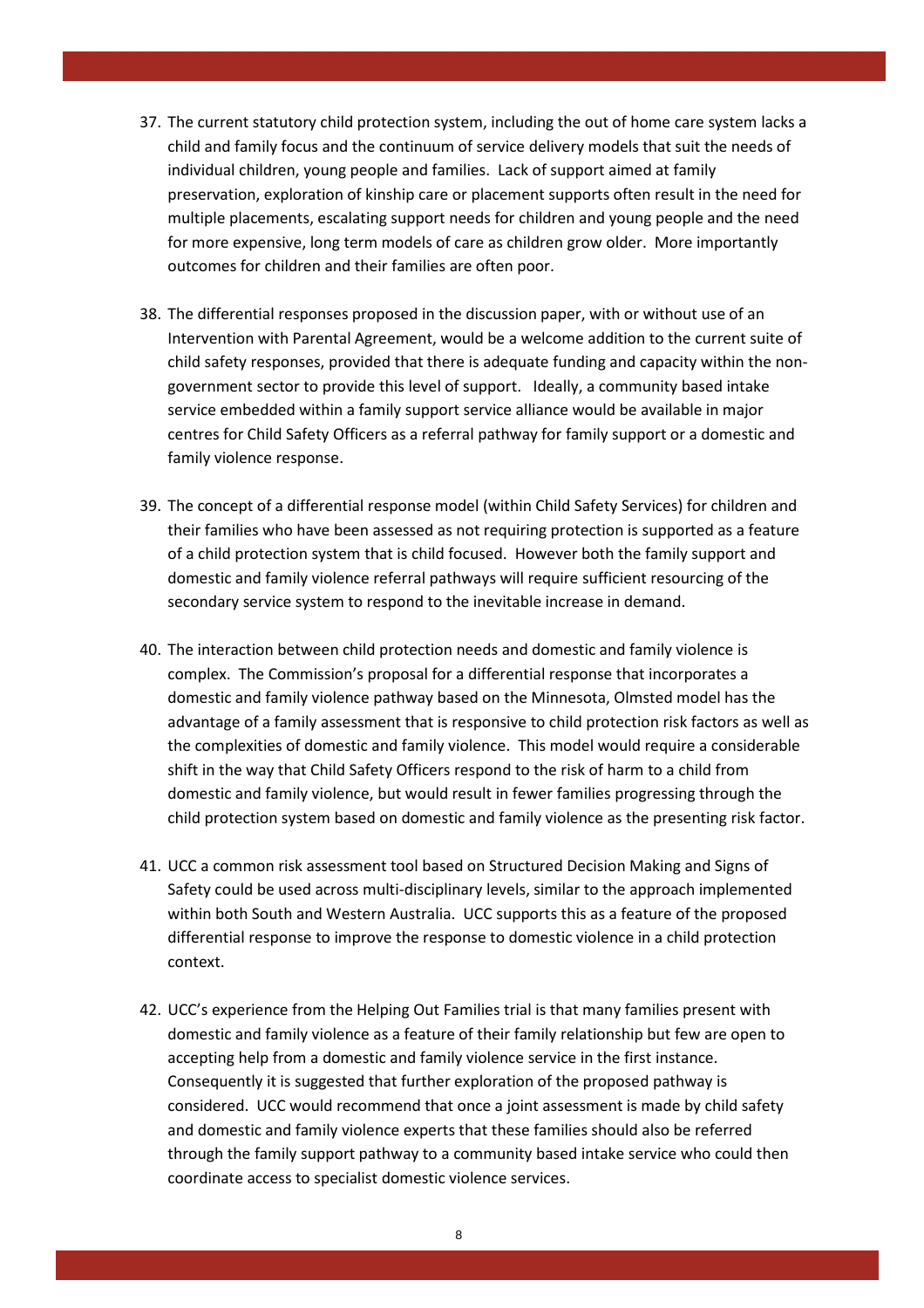37. The current statutory child protection system, including the out of home care system lacks a child and family focus and the continuum of service delivery models that suit the needs of individual children, young people and families. Lack of support aimed at family preservation, exploration of kinship care or placement supports often result in the need for multiple placements, escalating support needs for children and young people and the need for more expensive, long term models of care as children grow older. More importantly outcomes for children and their families are often poor.

38. The differential responses proposed in the discussion paper, with or without use of an Intervention with Parental Agreement, would be a welcome addition to the current suite of child safety responses, provided that there is adequate funding and capacity within the non-government sector to provide this level of support. Ideally, a community based intake service embedded within a family support service alliance would be available in major centres for Child Safety Officers as a referral pathway for family support or a domestic and family violence response.

39. The concept of a differential response model (within Child Safety Services) for children and their families who have been assessed as not requiring protection is supported as a feature of a child protection system that is child focused. However both the family support and domestic and family violence referral pathways will require sufficient resourcing of the secondary service system to respond to the inevitable increase in demand.

40. The interaction between child protection needs and domestic and family violence is complex. The Commission's proposal for a differential response that incorporates a domestic and family violence pathway based on the Minnesota, Olmsted model has the advantage of a family assessment that is responsive to child protection risk factors as well as the complexities of domestic and family violence. This model would require a considerable shift in the way that Child Safety Officers respond to the risk of harm to a child from domestic and family violence, but would result in fewer families progressing through the child protection system based on domestic and family violence as the presenting risk factor.

41. UCC a common risk assessment tool based on Structured Decision Making and Signs of Safety could be used across multi-disciplinary levels, similar to the approach implemented within both South and Western Australia. UCC supports this as a feature of the proposed differential response to improve the response to domestic violence in a child protection context.

42. UCC's experience from the Helping Out Families trial is that many families present with domestic and family violence as a feature of their family relationship but few are open to accepting help from a domestic and family violence service in the first instance. Consequently it is suggested that further exploration of the proposed pathway is considered. UCC would recommend that once a joint assessment is made by child safety and domestic and family violence experts that these families should also be referred through the family support pathway to a community based intake service who could then coordinate access to specialist domestic violence services.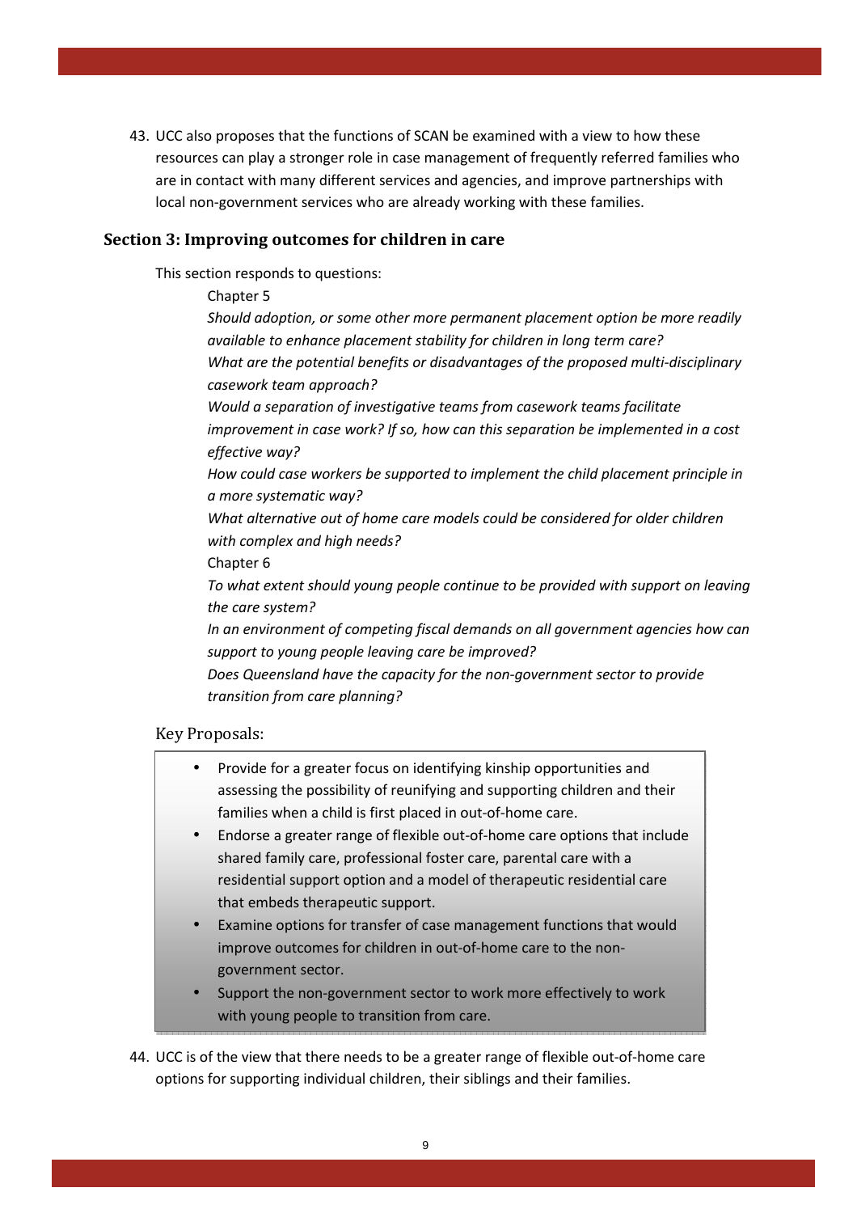43. UCC also proposes that the functions of SCAN be examined with a view to how these resources can play a stronger role in case management of frequently referred families who are in contact with many different services and agencies, and improve partnerships with local non-government services who are already working with these families.

## Section 3: Improving outcomes for children in care

This section responds to questions:

Chapter 5

*Should adoption, or some other more permanent placement option be more readily available to enhance placement stability for children in long term care?*

*What are the potential benefits or disadvantages of the proposed multi-disciplinary casework team approach?*

*Would a separation of investigative teams from casework teams facilitate improvement in case work? If so, how can this separation be implemented in a cost effective way?*

*How could case workers be supported to implement the child placement principle in a more systematic way?*

*What alternative out of home care models could be considered for older children with complex and high needs?*

Chapter 6

*To what extent should young people continue to be provided with support on leaving the care system?*

*In an environment of competing fiscal demands on all government agencies how can support to young people leaving care be improved?*

*Does Queensland have the capacity for the non-government sector to provide transition from care planning?*

### Key Proposals:

- Provide for a greater focus on identifying kinship opportunities and assessing the possibility of reunifying and supporting children and their families when a child is first placed in out-of-home care.
- Endorse a greater range of flexible out-of-home care options that include shared family care, professional foster care, parental care with a residential support option and a model of therapeutic residential care that embeds therapeutic support.
- Examine options for transfer of case management functions that would improve outcomes for children in out-of-home care to the non-government sector.
- Support the non-government sector to work more effectively to work with young people to transition from care.

44. UCC is of the view that there needs to be a greater range of flexible out-of-home care options for supporting individual children, their siblings and their families.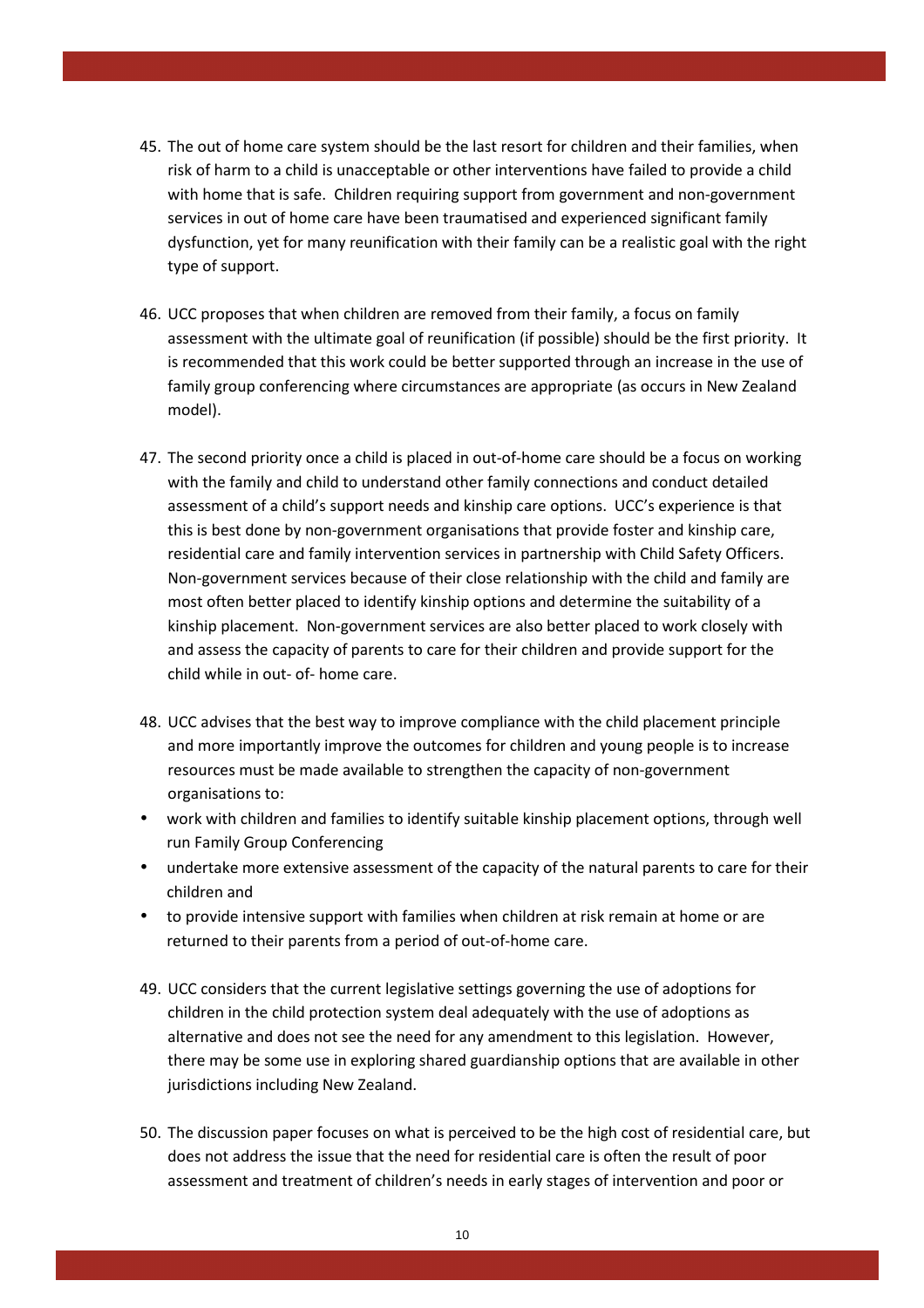45. The out of home care system should be the last resort for children and their families, when risk of harm to a child is unacceptable or other interventions have failed to provide a child with home that is safe. Children requiring support from government and non-government services in out of home care have been traumatised and experienced significant family dysfunction, yet for many reunification with their family can be a realistic goal with the right type of support.

46. UCC proposes that when children are removed from their family, a focus on family assessment with the ultimate goal of reunification (if possible) should be the first priority. It is recommended that this work could be better supported through an increase in the use of family group conferencing where circumstances are appropriate (as occurs in New Zealand model).

47. The second priority once a child is placed in out-of-home care should be a focus on working with the family and child to understand other family connections and conduct detailed assessment of a child's support needs and kinship care options. UCC's experience is that this is best done by non-government organisations that provide foster and kinship care, residential care and family intervention services in partnership with Child Safety Officers. Non-government services because of their close relationship with the child and family are most often better placed to identify kinship options and determine the suitability of a kinship placement. Non-government services are also better placed to work closely with and assess the capacity of parents to care for their children and provide support for the child while in out- of- home care.

48. UCC advises that the best way to improve compliance with the child placement principle and more importantly improve the outcomes for children and young people is to increase resources must be made available to strengthen the capacity of non-government organisations to:

- work with children and families to identify suitable kinship placement options, through well run Family Group Conferencing
- undertake more extensive assessment of the capacity of the natural parents to care for their children and
- to provide intensive support with families when children at risk remain at home or are returned to their parents from a period of out-of-home care.

49. UCC considers that the current legislative settings governing the use of adoptions for children in the child protection system deal adequately with the use of adoptions as alternative and does not see the need for any amendment to this legislation. However, there may be some use in exploring shared guardianship options that are available in other jurisdictions including New Zealand.

50. The discussion paper focuses on what is perceived to be the high cost of residential care, but does not address the issue that the need for residential care is often the result of poor assessment and treatment of children's needs in early stages of intervention and poor or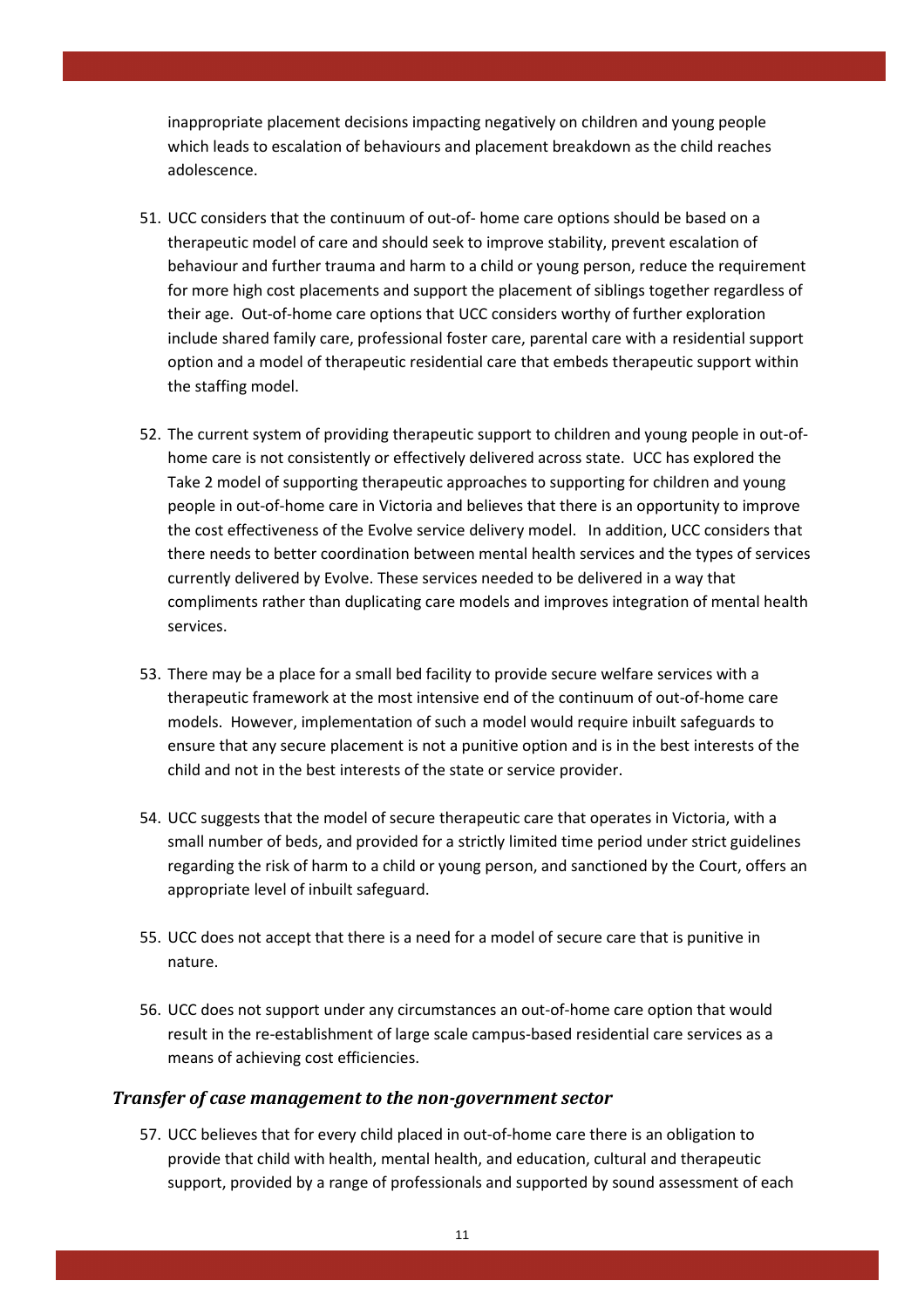inappropriate placement decisions impacting negatively on children and young people which leads to escalation of behaviours and placement breakdown as the child reaches adolescence.

51. UCC considers that the continuum of out-of- home care options should be based on a therapeutic model of care and should seek to improve stability, prevent escalation of behaviour and further trauma and harm to a child or young person, reduce the requirement for more high cost placements and support the placement of siblings together regardless of their age. Out-of-home care options that UCC considers worthy of further exploration include shared family care, professional foster care, parental care with a residential support option and a model of therapeutic residential care that embeds therapeutic support within the staffing model.

52. The current system of providing therapeutic support to children and young people in out-of-home care is not consistently or effectively delivered across state. UCC has explored the Take 2 model of supporting therapeutic approaches to supporting for children and young people in out-of-home care in Victoria and believes that there is an opportunity to improve the cost effectiveness of the Evolve service delivery model. In addition, UCC considers that there needs to better coordination between mental health services and the types of services currently delivered by Evolve. These services needed to be delivered in a way that compliments rather than duplicating care models and improves integration of mental health services.

53. There may be a place for a small bed facility to provide secure welfare services with a therapeutic framework at the most intensive end of the continuum of out-of-home care models. However, implementation of such a model would require inbuilt safeguards to ensure that any secure placement is not a punitive option and is in the best interests of the child and not in the best interests of the state or service provider.

54. UCC suggests that the model of secure therapeutic care that operates in Victoria, with a small number of beds, and provided for a strictly limited time period under strict guidelines regarding the risk of harm to a child or young person, and sanctioned by the Court, offers an appropriate level of inbuilt safeguard.

55. UCC does not accept that there is a need for a model of secure care that is punitive in nature.

56. UCC does not support under any circumstances an out-of-home care option that would result in the re-establishment of large scale campus-based residential care services as a means of achieving cost efficiencies.

### *Transfer of case management to the non-government sector*

57. UCC believes that for every child placed in out-of-home care there is an obligation to provide that child with health, mental health, and education, cultural and therapeutic support, provided by a range of professionals and supported by sound assessment of each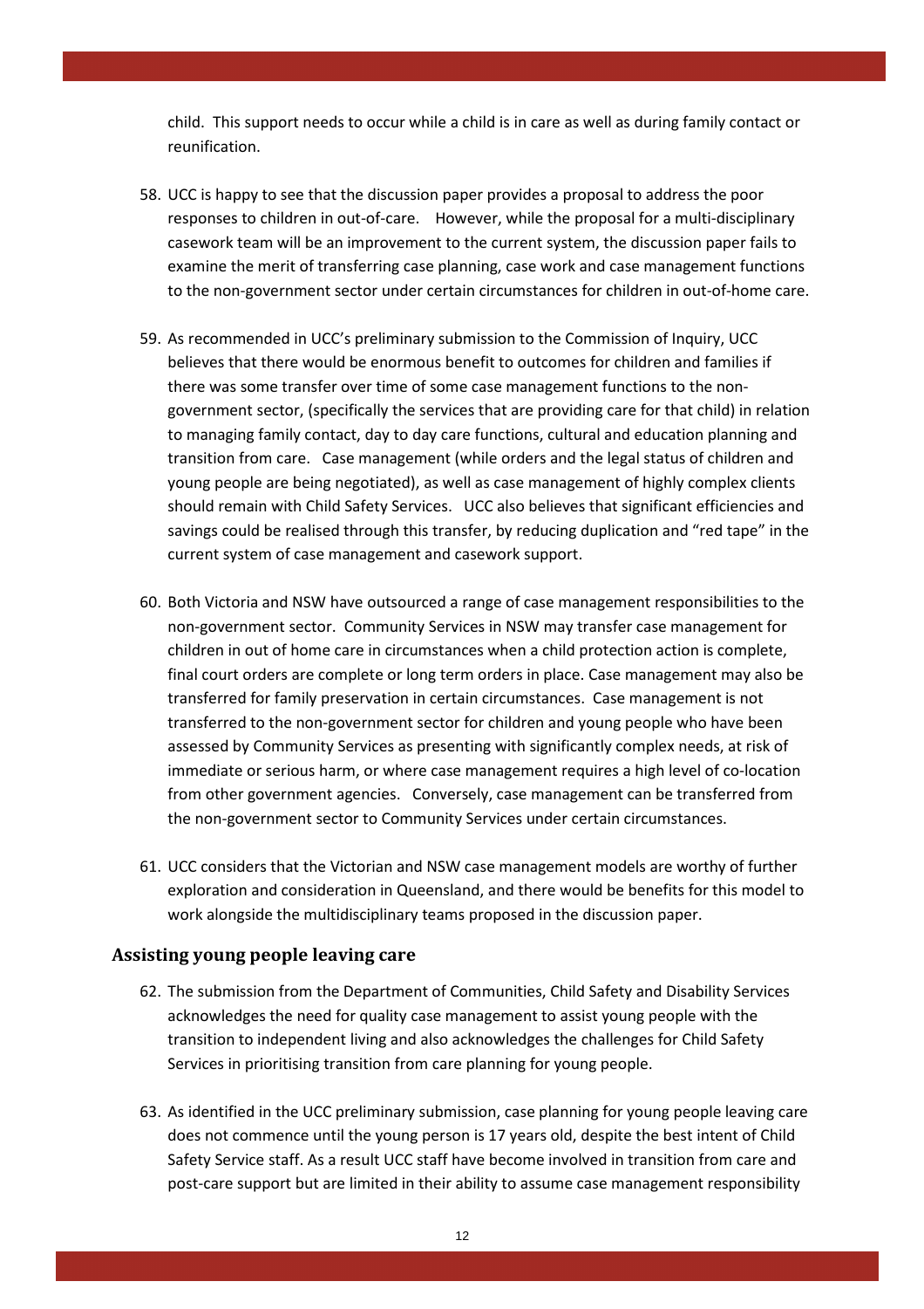child. This support needs to occur while a child is in care as well as during family contact or reunification.

58. UCC is happy to see that the discussion paper provides a proposal to address the poor responses to children in out-of-care. However, while the proposal for a multi-disciplinary casework team will be an improvement to the current system, the discussion paper fails to examine the merit of transferring case planning, case work and case management functions to the non-government sector under certain circumstances for children in out-of-home care.

59. As recommended in UCC's preliminary submission to the Commission of Inquiry, UCC believes that there would be enormous benefit to outcomes for children and families if there was some transfer over time of some case management functions to the non-government sector, (specifically the services that are providing care for that child) in relation to managing family contact, day to day care functions, cultural and education planning and transition from care. Case management (while orders and the legal status of children and young people are being negotiated), as well as case management of highly complex clients should remain with Child Safety Services. UCC also believes that significant efficiencies and savings could be realised through this transfer, by reducing duplication and "red tape" in the current system of case management and casework support.

60. Both Victoria and NSW have outsourced a range of case management responsibilities to the non-government sector. Community Services in NSW may transfer case management for children in out of home care in circumstances when a child protection action is complete, final court orders are complete or long term orders in place. Case management may also be transferred for family preservation in certain circumstances. Case management is not transferred to the non-government sector for children and young people who have been assessed by Community Services as presenting with significantly complex needs, at risk of immediate or serious harm, or where case management requires a high level of co-location from other government agencies. Conversely, case management can be transferred from the non-government sector to Community Services under certain circumstances.

61. UCC considers that the Victorian and NSW case management models are worthy of further exploration and consideration in Queensland, and there would be benefits for this model to work alongside the multidisciplinary teams proposed in the discussion paper.

### Assisting young people leaving care

62. The submission from the Department of Communities, Child Safety and Disability Services acknowledges the need for quality case management to assist young people with the transition to independent living and also acknowledges the challenges for Child Safety Services in prioritising transition from care planning for young people.

63. As identified in the UCC preliminary submission, case planning for young people leaving care does not commence until the young person is 17 years old, despite the best intent of Child Safety Service staff. As a result UCC staff have become involved in transition from care and post-care support but are limited in their ability to assume case management responsibility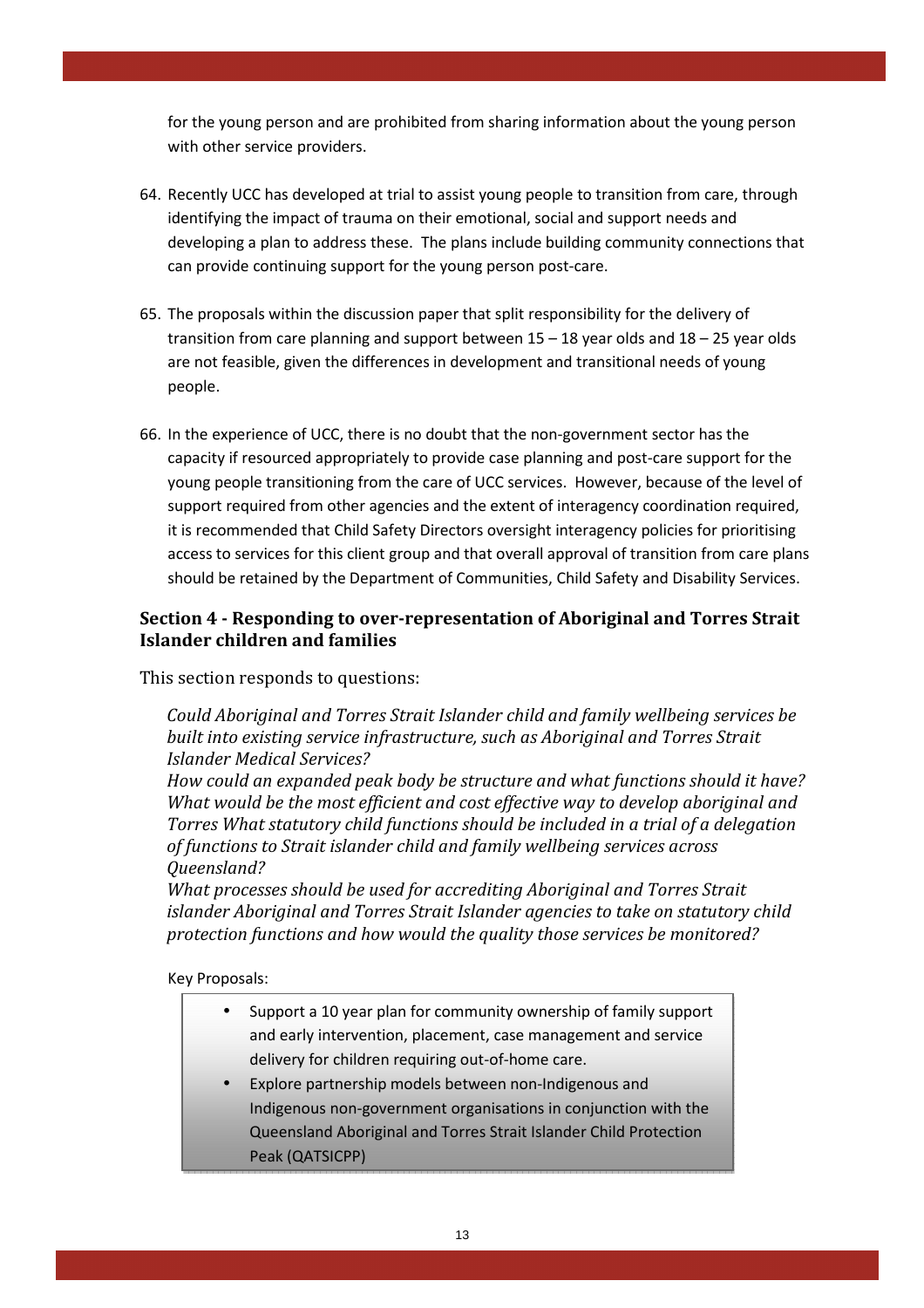for the young person and are prohibited from sharing information about the young person with other service providers.

64. Recently UCC has developed at trial to assist young people to transition from care, through identifying the impact of trauma on their emotional, social and support needs and developing a plan to address these. The plans include building community connections that can provide continuing support for the young person post-care.

65. The proposals within the discussion paper that split responsibility for the delivery of transition from care planning and support between 15 – 18 year olds and 18 – 25 year olds are not feasible, given the differences in development and transitional needs of young people.

66. In the experience of UCC, there is no doubt that the non-government sector has the capacity if resourced appropriately to provide case planning and post-care support for the young people transitioning from the care of UCC services. However, because of the level of support required from other agencies and the extent of interagency coordination required, it is recommended that Child Safety Directors oversight interagency policies for prioritising access to services for this client group and that overall approval of transition from care plans should be retained by the Department of Communities, Child Safety and Disability Services.

## Section 4 - Responding to over-representation of Aboriginal and Torres Strait Islander children and families

This section responds to questions:

*Could Aboriginal and Torres Strait Islander child and family wellbeing services be built into existing service infrastructure, such as Aboriginal and Torres Strait Islander Medical Services?*
*How could an expanded peak body be structure and what functions should it have?*
*What would be the most efficient and cost effective way to develop aboriginal and Torres What statutory child functions should be included in a trial of a delegation of functions to Strait islander child and family wellbeing services across Queensland?*
*What processes should be used for accrediting Aboriginal and Torres Strait islander Aboriginal and Torres Strait Islander agencies to take on statutory child protection functions and how would the quality those services be monitored?*

Key Proposals:

- Support a 10 year plan for community ownership of family support and early intervention, placement, case management and service delivery for children requiring out-of-home care.
- Explore partnership models between non-Indigenous and Indigenous non-government organisations in conjunction with the Queensland Aboriginal and Torres Strait Islander Child Protection Peak (QATSICPP)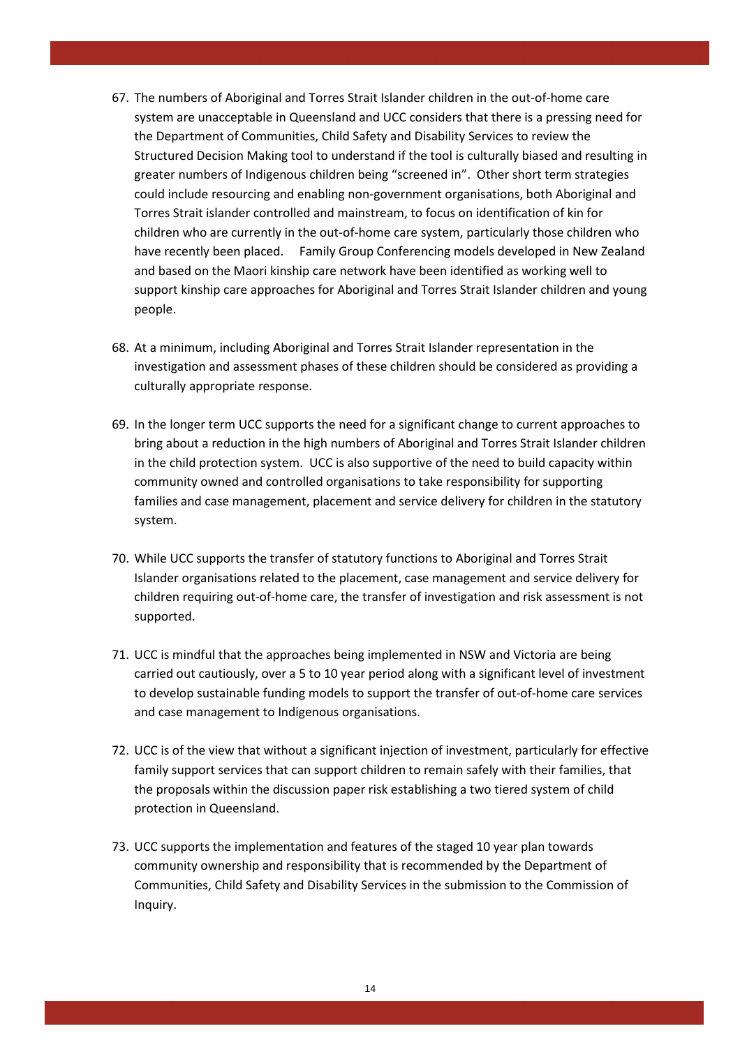67. The numbers of Aboriginal and Torres Strait Islander children in the out-of-home care system are unacceptable in Queensland and UCC considers that there is a pressing need for the Department of Communities, Child Safety and Disability Services to review the Structured Decision Making tool to understand if the tool is culturally biased and resulting in greater numbers of Indigenous children being "screened in". Other short term strategies could include resourcing and enabling non-government organisations, both Aboriginal and Torres Strait islander controlled and mainstream, to focus on identification of kin for children who are currently in the out-of-home care system, particularly those children who have recently been placed. Family Group Conferencing models developed in New Zealand and based on the Maori kinship care network have been identified as working well to support kinship care approaches for Aboriginal and Torres Strait Islander children and young people.

68. At a minimum, including Aboriginal and Torres Strait Islander representation in the investigation and assessment phases of these children should be considered as providing a culturally appropriate response.

69. In the longer term UCC supports the need for a significant change to current approaches to bring about a reduction in the high numbers of Aboriginal and Torres Strait Islander children in the child protection system. UCC is also supportive of the need to build capacity within community owned and controlled organisations to take responsibility for supporting families and case management, placement and service delivery for children in the statutory system.

70. While UCC supports the transfer of statutory functions to Aboriginal and Torres Strait Islander organisations related to the placement, case management and service delivery for children requiring out-of-home care, the transfer of investigation and risk assessment is not supported.

71. UCC is mindful that the approaches being implemented in NSW and Victoria are being carried out cautiously, over a 5 to 10 year period along with a significant level of investment to develop sustainable funding models to support the transfer of out-of-home care services and case management to Indigenous organisations.

72. UCC is of the view that without a significant injection of investment, particularly for effective family support services that can support children to remain safely with their families, that the proposals within the discussion paper risk establishing a two tiered system of child protection in Queensland.

73. UCC supports the implementation and features of the staged 10 year plan towards community ownership and responsibility that is recommended by the Department of Communities, Child Safety and Disability Services in the submission to the Commission of Inquiry.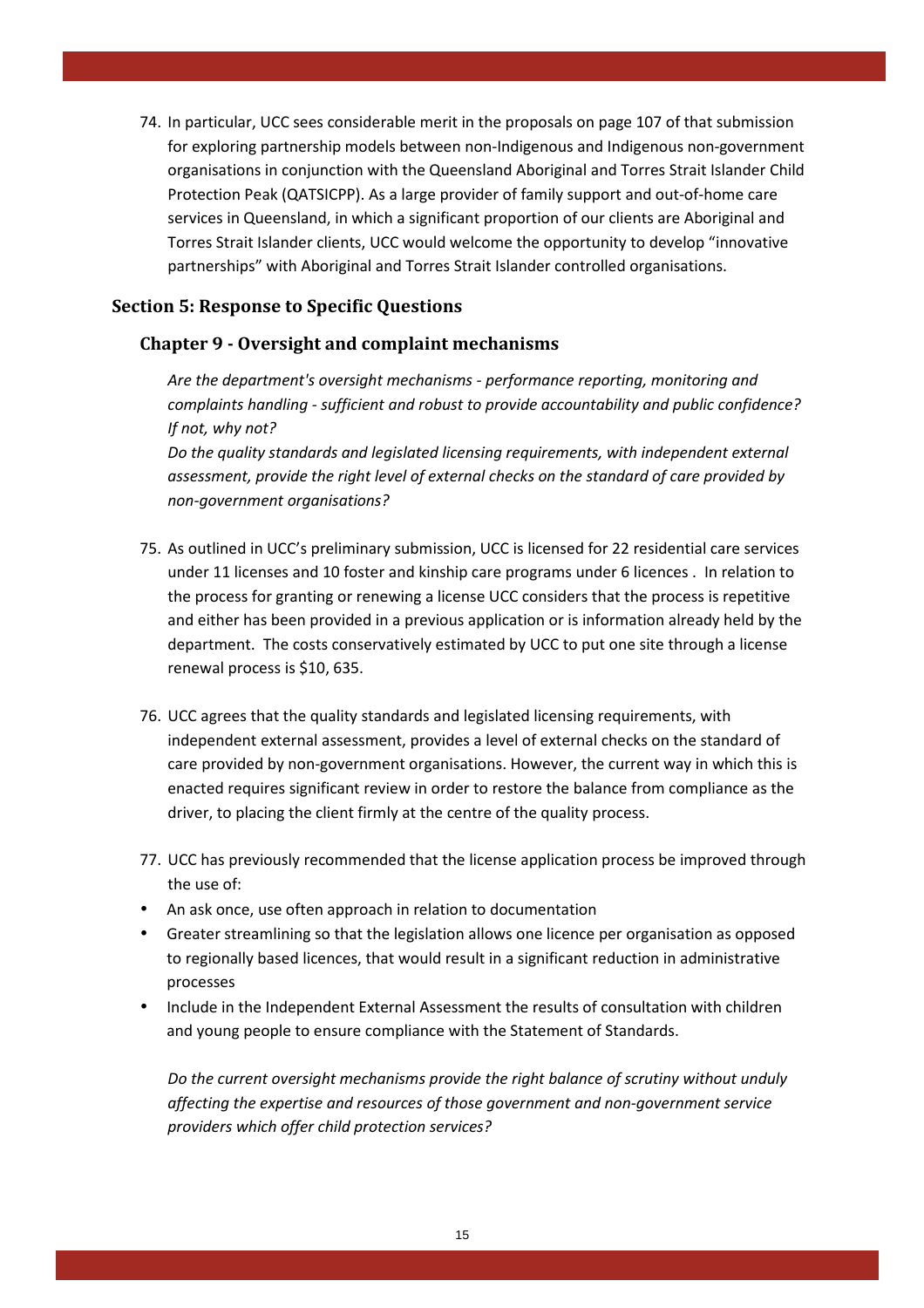74. In particular, UCC sees considerable merit in the proposals on page 107 of that submission for exploring partnership models between non-Indigenous and Indigenous non-government organisations in conjunction with the Queensland Aboriginal and Torres Strait Islander Child Protection Peak (QATSICPP). As a large provider of family support and out-of-home care services in Queensland, in which a significant proportion of our clients are Aboriginal and Torres Strait Islander clients, UCC would welcome the opportunity to develop "innovative partnerships" with Aboriginal and Torres Strait Islander controlled organisations.

## Section 5: Response to Specific Questions

### Chapter 9 - Oversight and complaint mechanisms

*Are the department's oversight mechanisms - performance reporting, monitoring and complaints handling - sufficient and robust to provide accountability and public confidence? If not, why not?*

*Do the quality standards and legislated licensing requirements, with independent external assessment, provide the right level of external checks on the standard of care provided by non-government organisations?*

75. As outlined in UCC's preliminary submission, UCC is licensed for 22 residential care services under 11 licenses and 10 foster and kinship care programs under 6 licences . In relation to the process for granting or renewing a license UCC considers that the process is repetitive and either has been provided in a previous application or is information already held by the department. The costs conservatively estimated by UCC to put one site through a license renewal process is $10, 635.

76. UCC agrees that the quality standards and legislated licensing requirements, with independent external assessment, provides a level of external checks on the standard of care provided by non-government organisations. However, the current way in which this is enacted requires significant review in order to restore the balance from compliance as the driver, to placing the client firmly at the centre of the quality process.

77. UCC has previously recommended that the license application process be improved through the use of:

- An ask once, use often approach in relation to documentation
- Greater streamlining so that the legislation allows one licence per organisation as opposed to regionally based licences, that would result in a significant reduction in administrative processes
- Include in the Independent External Assessment the results of consultation with children and young people to ensure compliance with the Statement of Standards.

*Do the current oversight mechanisms provide the right balance of scrutiny without unduly affecting the expertise and resources of those government and non-government service providers which offer child protection services?*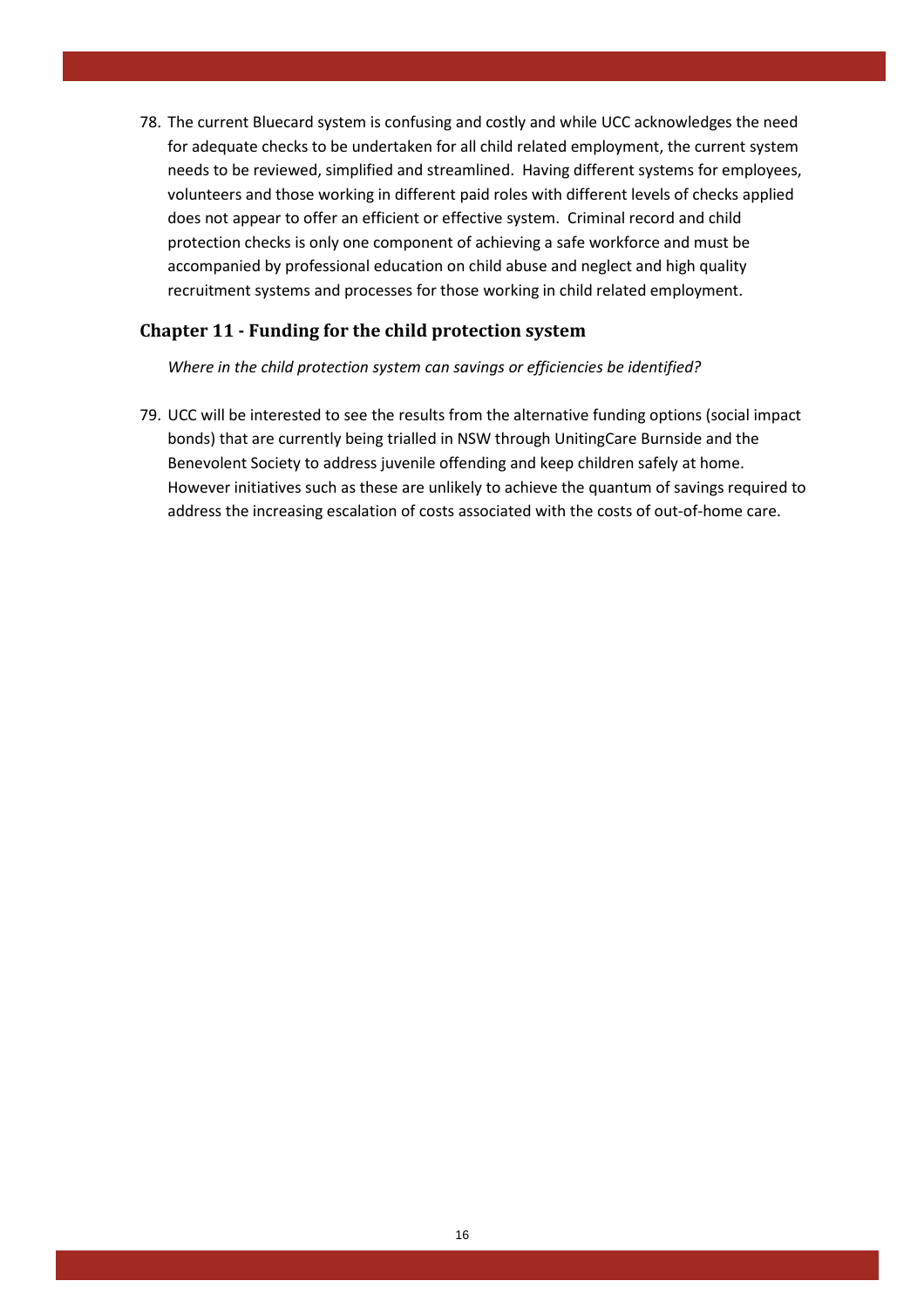78. The current Bluecard system is confusing and costly and while UCC acknowledges the need for adequate checks to be undertaken for all child related employment, the current system needs to be reviewed, simplified and streamlined. Having different systems for employees, volunteers and those working in different paid roles with different levels of checks applied does not appear to offer an efficient or effective system. Criminal record and child protection checks is only one component of achieving a safe workforce and must be accompanied by professional education on child abuse and neglect and high quality recruitment systems and processes for those working in child related employment.

## Chapter 11 - Funding for the child protection system

*Where in the child protection system can savings or efficiencies be identified?*

79. UCC will be interested to see the results from the alternative funding options (social impact bonds) that are currently being trialled in NSW through UnitingCare Burnside and the Benevolent Society to address juvenile offending and keep children safely at home. However initiatives such as these are unlikely to achieve the quantum of savings required to address the increasing escalation of costs associated with the costs of out-of-home care.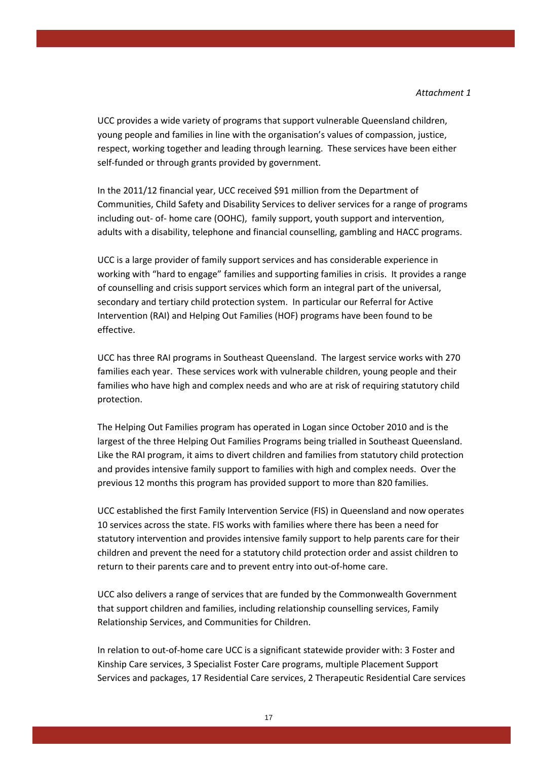*Attachment 1*

UCC provides a wide variety of programs that support vulnerable Queensland children, young people and families in line with the organisation's values of compassion, justice, respect, working together and leading through learning. These services have been either self-funded or through grants provided by government.

In the 2011/12 financial year, UCC received $91 million from the Department of Communities, Child Safety and Disability Services to deliver services for a range of programs including out- of- home care (OOHC), family support, youth support and intervention, adults with a disability, telephone and financial counselling, gambling and HACC programs.

UCC is a large provider of family support services and has considerable experience in working with "hard to engage" families and supporting families in crisis. It provides a range of counselling and crisis support services which form an integral part of the universal, secondary and tertiary child protection system. In particular our Referral for Active Intervention (RAI) and Helping Out Families (HOF) programs have been found to be effective.

UCC has three RAI programs in Southeast Queensland. The largest service works with 270 families each year. These services work with vulnerable children, young people and their families who have high and complex needs and who are at risk of requiring statutory child protection.

The Helping Out Families program has operated in Logan since October 2010 and is the largest of the three Helping Out Families Programs being trialled in Southeast Queensland. Like the RAI program, it aims to divert children and families from statutory child protection and provides intensive family support to families with high and complex needs. Over the previous 12 months this program has provided support to more than 820 families.

UCC established the first Family Intervention Service (FIS) in Queensland and now operates 10 services across the state. FIS works with families where there has been a need for statutory intervention and provides intensive family support to help parents care for their children and prevent the need for a statutory child protection order and assist children to return to their parents care and to prevent entry into out-of-home care.

UCC also delivers a range of services that are funded by the Commonwealth Government that support children and families, including relationship counselling services, Family Relationship Services, and Communities for Children.

In relation to out-of-home care UCC is a significant statewide provider with: 3 Foster and Kinship Care services, 3 Specialist Foster Care programs, multiple Placement Support Services and packages, 17 Residential Care services, 2 Therapeutic Residential Care services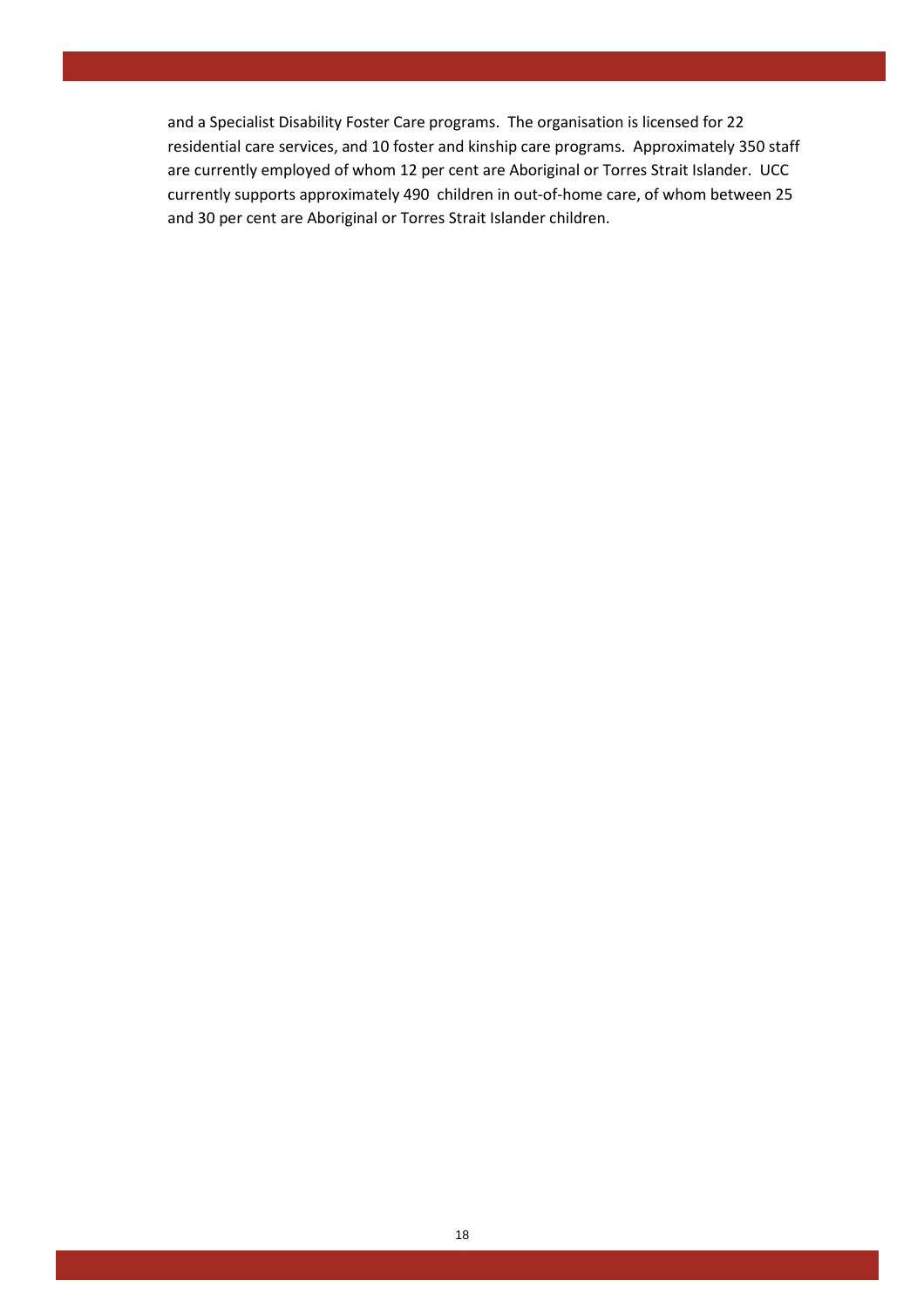and a Specialist Disability Foster Care programs. The organisation is licensed for 22 residential care services, and 10 foster and kinship care programs. Approximately 350 staff are currently employed of whom 12 per cent are Aboriginal or Torres Strait Islander. UCC currently supports approximately 490 children in out-of-home care, of whom between 25 and 30 per cent are Aboriginal or Torres Strait Islander children.